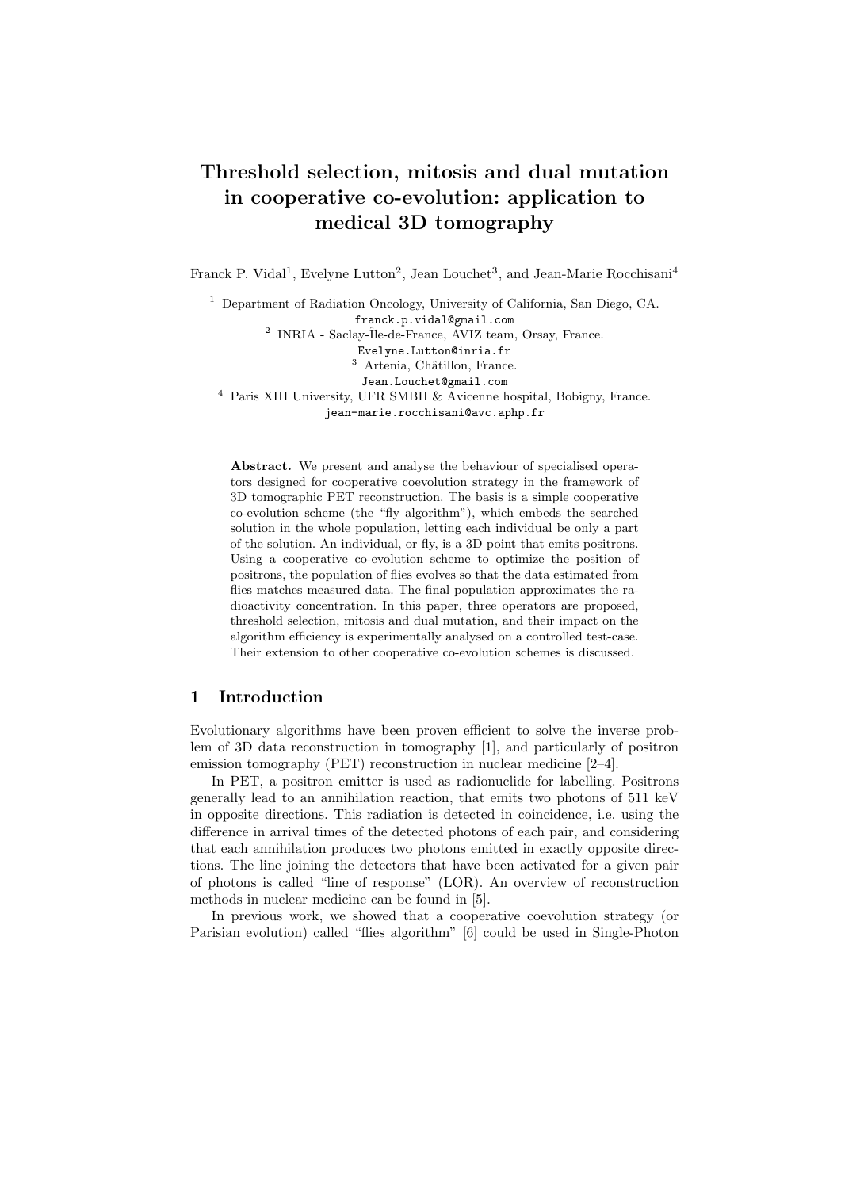# Threshold selection, mitosis and dual mutation in cooperative co-evolution: application to medical 3D tomography

Franck P. Vidal[1], Evelyne Lutton[2], Jean Louchet[3], and Jean-Marie Rocchisani[4]

[1] Department of Radiation Oncology, University of California, San Diego, CA.
franck.p.vidal@gmail.com

[2] INRIA - Saclay-Île-de-France, AVIZ team, Orsay, France.
Evelyne.Lutton@inria.fr

[3] Artenia, Châtillon, France.
Jean.Louchet@gmail.com

[4] Paris XIII University, UFR SMBH & Avicenne hospital, Bobigny, France.
jean-marie.rocchisani@avc.aphp.fr

**Abstract.** We present and analyse the behaviour of specialised operators designed for cooperative coevolution strategy in the framework of 3D tomographic PET reconstruction. The basis is a simple cooperative co-evolution scheme (the "fly algorithm"), which embeds the searched solution in the whole population, letting each individual be only a part of the solution. An individual, or fly, is a 3D point that emits positrons. Using a cooperative co-evolution scheme to optimize the position of positrons, the population of flies evolves so that the data estimated from flies matches measured data. The final population approximates the radioactivity concentration. In this paper, three operators are proposed, threshold selection, mitosis and dual mutation, and their impact on the algorithm efficiency is experimentally analysed on a controlled test-case. Their extension to other cooperative co-evolution schemes is discussed.

## 1 Introduction

Evolutionary algorithms have been proven efficient to solve the inverse problem of 3D data reconstruction in tomography [1], and particularly of positron emission tomography (PET) reconstruction in nuclear medicine [2–4].

In PET, a positron emitter is used as radionuclide for labelling. Positrons generally lead to an annihilation reaction, that emits two photons of 511 keV in opposite directions. This radiation is detected in coincidence, i.e. using the difference in arrival times of the detected photons of each pair, and considering that each annihilation produces two photons emitted in exactly opposite directions. The line joining the detectors that have been activated for a given pair of photons is called "line of response" (LOR). An overview of reconstruction methods in nuclear medicine can be found in [5].

In previous work, we showed that a cooperative coevolution strategy (or Parisian evolution) called "flies algorithm" [6] could be used in Single-Photon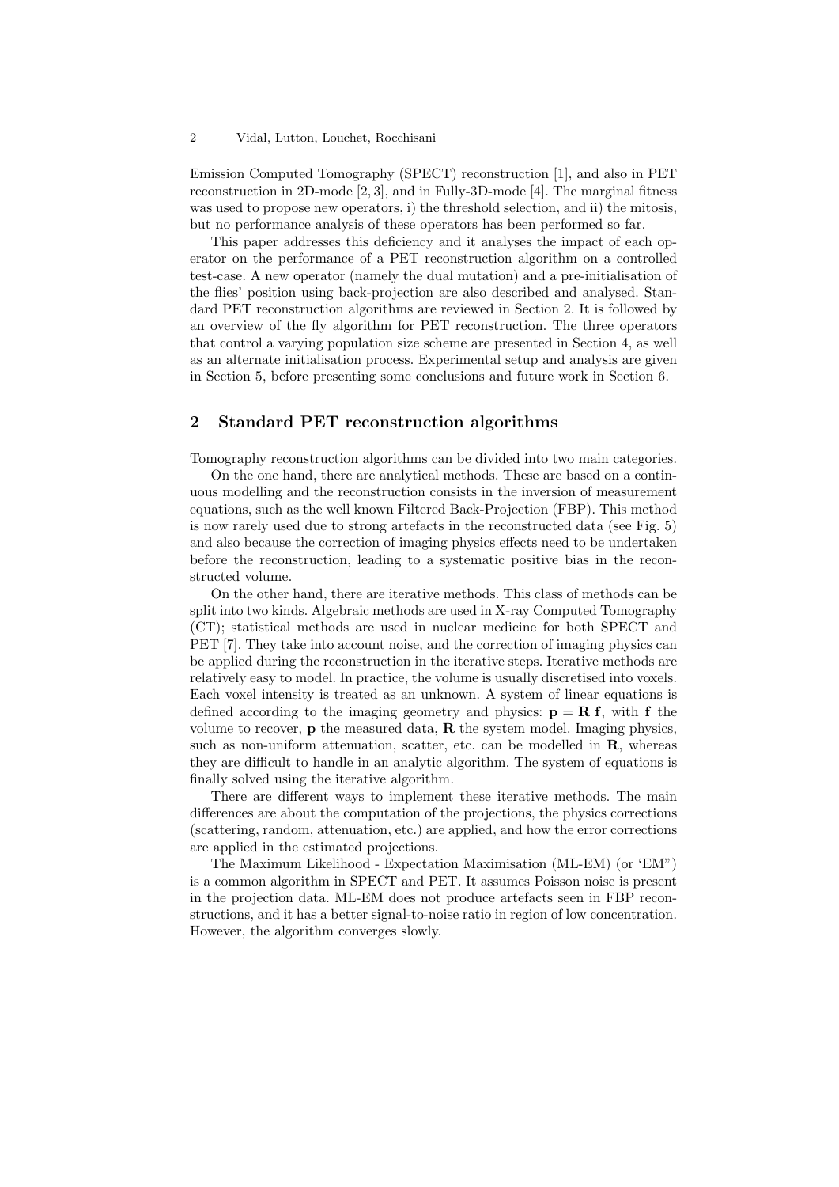Emission Computed Tomography (SPECT) reconstruction [1], and also in PET reconstruction in 2D-mode [2, 3], and in Fully-3D-mode [4]. The marginal fitness was used to propose new operators, i) the threshold selection, and ii) the mitosis, but no performance analysis of these operators has been performed so far.

This paper addresses this deficiency and it analyses the impact of each operator on the performance of a PET reconstruction algorithm on a controlled test-case. A new operator (namely the dual mutation) and a pre-initialisation of the flies' position using back-projection are also described and analysed. Standard PET reconstruction algorithms are reviewed in Section 2. It is followed by an overview of the fly algorithm for PET reconstruction. The three operators that control a varying population size scheme are presented in Section 4, as well as an alternate initialisation process. Experimental setup and analysis are given in Section 5, before presenting some conclusions and future work in Section 6.

## 2 Standard PET reconstruction algorithms

Tomography reconstruction algorithms can be divided into two main categories.

On the one hand, there are analytical methods. These are based on a continuous modelling and the reconstruction consists in the inversion of measurement equations, such as the well known Filtered Back-Projection (FBP). This method is now rarely used due to strong artefacts in the reconstructed data (see Fig. 5) and also because the correction of imaging physics effects need to be undertaken before the reconstruction, leading to a systematic positive bias in the reconstructed volume.

On the other hand, there are iterative methods. This class of methods can be split into two kinds. Algebraic methods are used in X-ray Computed Tomography (CT); statistical methods are used in nuclear medicine for both SPECT and PET [7]. They take into account noise, and the correction of imaging physics can be applied during the reconstruction in the iterative steps. Iterative methods are relatively easy to model. In practice, the volume is usually discretised into voxels. Each voxel intensity is treated as an unknown. A system of linear equations is defined according to the imaging geometry and physics: $\mathbf{p} = \mathbf{R}\,\mathbf{f}$, with $\mathbf{f}$ the volume to recover, $\mathbf{p}$ the measured data, $\mathbf{R}$ the system model. Imaging physics, such as non-uniform attenuation, scatter, etc. can be modelled in $\mathbf{R}$, whereas they are difficult to handle in an analytic algorithm. The system of equations is finally solved using the iterative algorithm.

There are different ways to implement these iterative methods. The main differences are about the computation of the projections, the physics corrections (scattering, random, attenuation, etc.) are applied, and how the error corrections are applied in the estimated projections.

The Maximum Likelihood - Expectation Maximisation (ML-EM) (or 'EM") is a common algorithm in SPECT and PET. It assumes Poisson noise is present in the projection data. ML-EM does not produce artefacts seen in FBP reconstructions, and it has a better signal-to-noise ratio in region of low concentration. However, the algorithm converges slowly.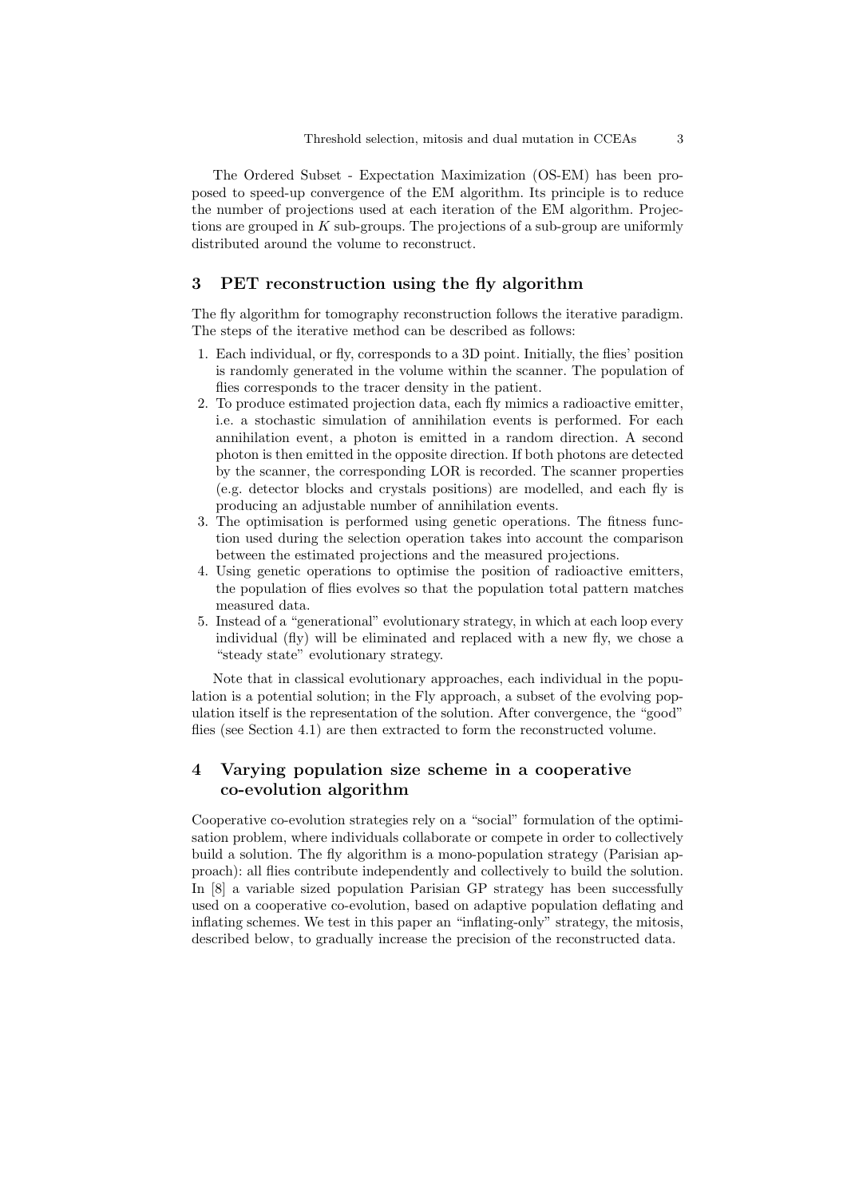The Ordered Subset - Expectation Maximization (OS-EM) has been proposed to speed-up convergence of the EM algorithm. Its principle is to reduce the number of projections used at each iteration of the EM algorithm. Projections are grouped in $K$ sub-groups. The projections of a sub-group are uniformly distributed around the volume to reconstruct.

## 3 PET reconstruction using the fly algorithm

The fly algorithm for tomography reconstruction follows the iterative paradigm. The steps of the iterative method can be described as follows:

1. Each individual, or fly, corresponds to a 3D point. Initially, the flies' position is randomly generated in the volume within the scanner. The population of flies corresponds to the tracer density in the patient.
2. To produce estimated projection data, each fly mimics a radioactive emitter, i.e. a stochastic simulation of annihilation events is performed. For each annihilation event, a photon is emitted in a random direction. A second photon is then emitted in the opposite direction. If both photons are detected by the scanner, the corresponding LOR is recorded. The scanner properties (e.g. detector blocks and crystals positions) are modelled, and each fly is producing an adjustable number of annihilation events.
3. The optimisation is performed using genetic operations. The fitness function used during the selection operation takes into account the comparison between the estimated projections and the measured projections.
4. Using genetic operations to optimise the position of radioactive emitters, the population of flies evolves so that the population total pattern matches measured data.
5. Instead of a "generational" evolutionary strategy, in which at each loop every individual (fly) will be eliminated and replaced with a new fly, we chose a "steady state" evolutionary strategy.

Note that in classical evolutionary approaches, each individual in the population is a potential solution; in the Fly approach, a subset of the evolving population itself is the representation of the solution. After convergence, the "good" flies (see Section 4.1) are then extracted to form the reconstructed volume.

## 4 Varying population size scheme in a cooperative co-evolution algorithm

Cooperative co-evolution strategies rely on a "social" formulation of the optimisation problem, where individuals collaborate or compete in order to collectively build a solution. The fly algorithm is a mono-population strategy (Parisian approach): all flies contribute independently and collectively to build the solution. In [8] a variable sized population Parisian GP strategy has been successfully used on a cooperative co-evolution, based on adaptive population deflating and inflating schemes. We test in this paper an "inflating-only" strategy, the mitosis, described below, to gradually increase the precision of the reconstructed data.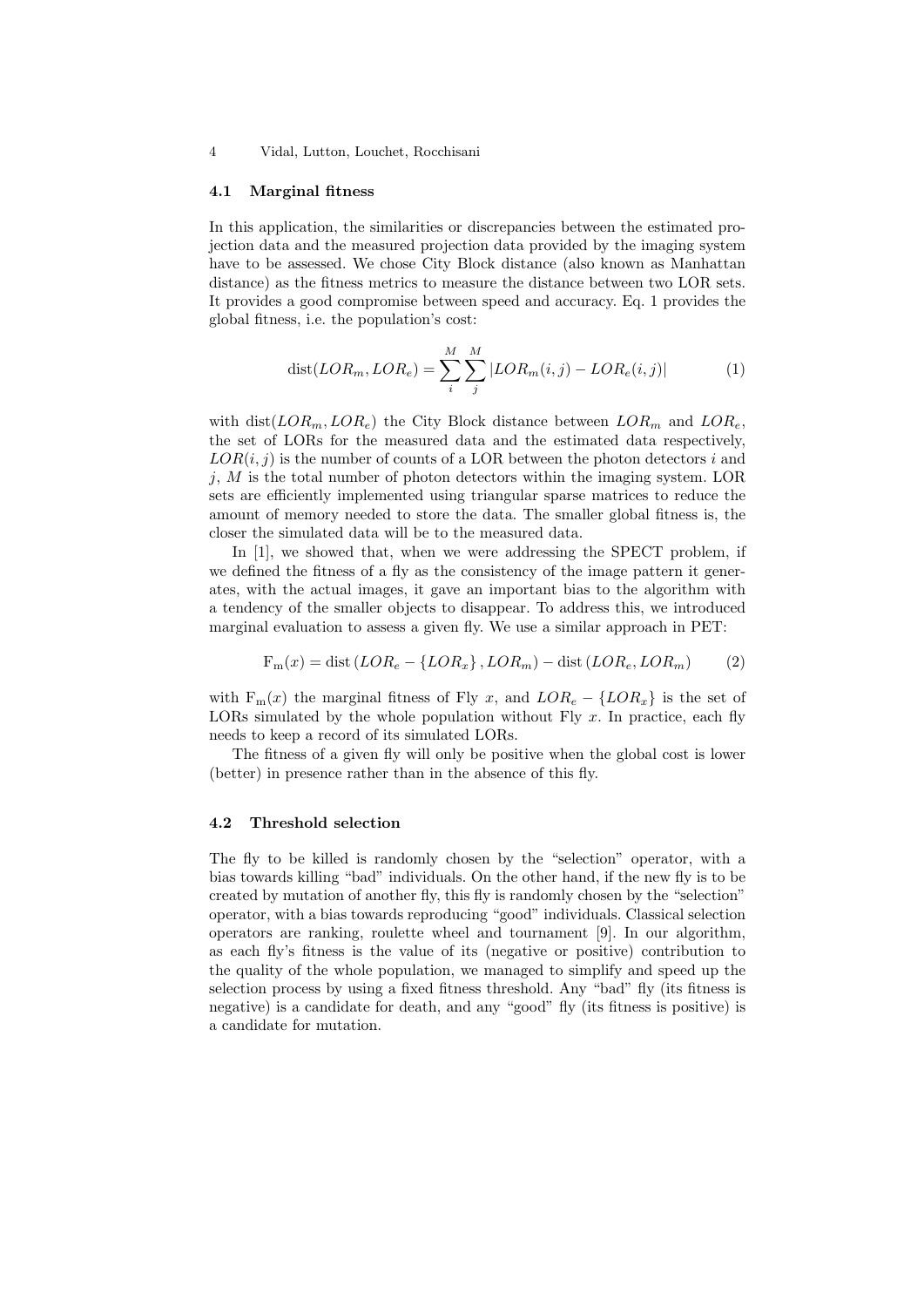### 4.1 Marginal fitness

In this application, the similarities or discrepancies between the estimated projection data and the measured projection data provided by the imaging system have to be assessed. We chose City Block distance (also known as Manhattan distance) as the fitness metrics to measure the distance between two LOR sets. It provides a good compromise between speed and accuracy. Eq. 1 provides the global fitness, i.e. the population's cost:

$$\mathrm{dist}(LOR_m, LOR_e) = \sum_{i}^{M} \sum_{j}^{M} |LOR_m(i,j) - LOR_e(i,j)| \tag{1}$$

with $\mathrm{dist}(LOR_m, LOR_e)$ the City Block distance between $LOR_m$ and $LOR_e$, the set of LORs for the measured data and the estimated data respectively, $LOR(i,j)$ is the number of counts of a LOR between the photon detectors $i$ and $j$, $M$ is the total number of photon detectors within the imaging system. LOR sets are efficiently implemented using triangular sparse matrices to reduce the amount of memory needed to store the data. The smaller global fitness is, the closer the simulated data will be to the measured data.

In [1], we showed that, when we were addressing the SPECT problem, if we defined the fitness of a fly as the consistency of the image pattern it generates, with the actual images, it gave an important bias to the algorithm with a tendency of the smaller objects to disappear. To address this, we introduced marginal evaluation to assess a given fly. We use a similar approach in PET:

$$\mathrm{F_m}(x) = \mathrm{dist}\left(LOR_e - \{LOR_x\}, LOR_m\right) - \mathrm{dist}\left(LOR_e, LOR_m\right) \tag{2}$$

with $\mathrm{F_m}(x)$ the marginal fitness of Fly $x$, and $LOR_e - \{LOR_x\}$ is the set of LORs simulated by the whole population without Fly $x$. In practice, each fly needs to keep a record of its simulated LORs.

The fitness of a given fly will only be positive when the global cost is lower (better) in presence rather than in the absence of this fly.

### 4.2 Threshold selection

The fly to be killed is randomly chosen by the "selection" operator, with a bias towards killing "bad" individuals. On the other hand, if the new fly is to be created by mutation of another fly, this fly is randomly chosen by the "selection" operator, with a bias towards reproducing "good" individuals. Classical selection operators are ranking, roulette wheel and tournament [9]. In our algorithm, as each fly's fitness is the value of its (negative or positive) contribution to the quality of the whole population, we managed to simplify and speed up the selection process by using a fixed fitness threshold. Any "bad" fly (its fitness is negative) is a candidate for death, and any "good" fly (its fitness is positive) is a candidate for mutation.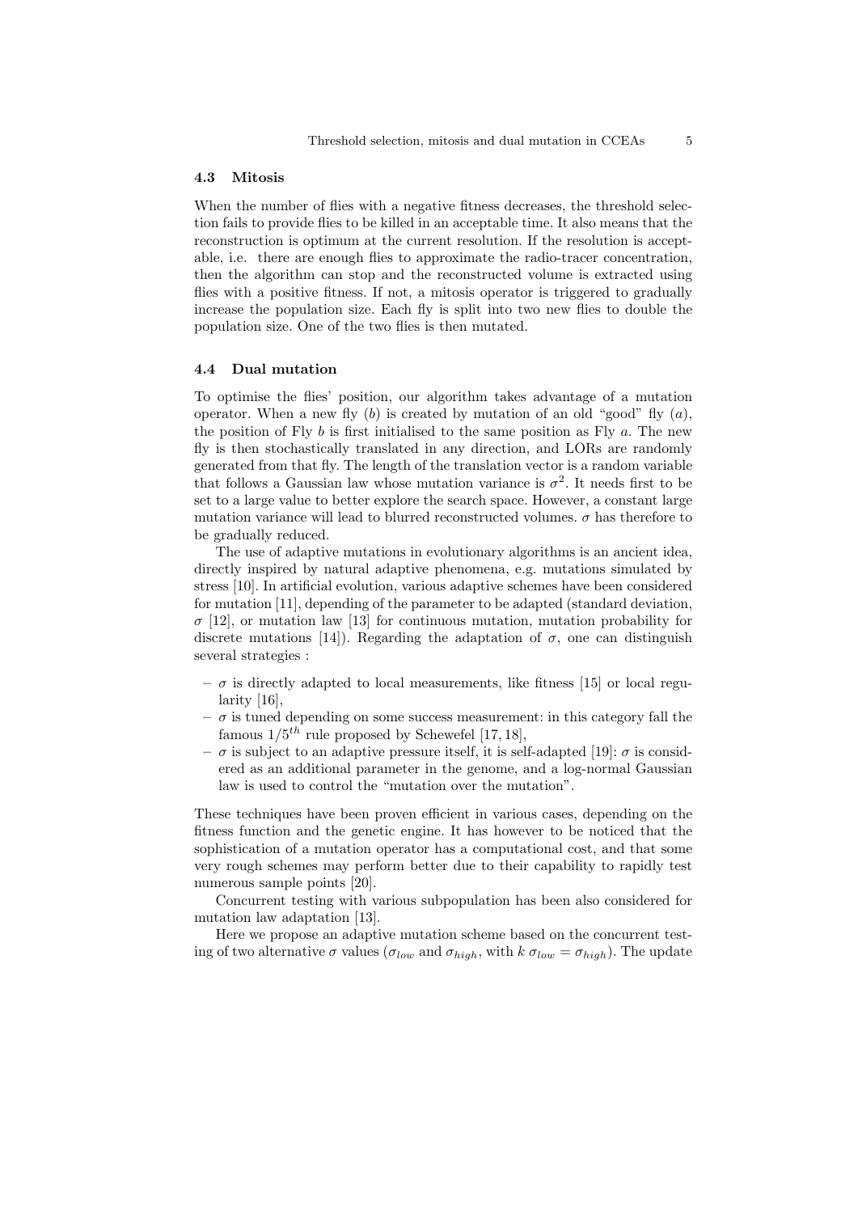### 4.3 Mitosis

When the number of flies with a negative fitness decreases, the threshold selection fails to provide flies to be killed in an acceptable time. It also means that the reconstruction is optimum at the current resolution. If the resolution is acceptable, i.e. there are enough flies to approximate the radio-tracer concentration, then the algorithm can stop and the reconstructed volume is extracted using flies with a positive fitness. If not, a mitosis operator is triggered to gradually increase the population size. Each fly is split into two new flies to double the population size. One of the two flies is then mutated.

### 4.4 Dual mutation

To optimise the flies' position, our algorithm takes advantage of a mutation operator. When a new fly ($b$) is created by mutation of an old "good" fly ($a$), the position of Fly $b$ is first initialised to the same position as Fly $a$. The new fly is then stochastically translated in any direction, and LORs are randomly generated from that fly. The length of the translation vector is a random variable that follows a Gaussian law whose mutation variance is $\sigma^2$. It needs first to be set to a large value to better explore the search space. However, a constant large mutation variance will lead to blurred reconstructed volumes. $\sigma$ has therefore to be gradually reduced.

The use of adaptive mutations in evolutionary algorithms is an ancient idea, directly inspired by natural adaptive phenomena, e.g. mutations simulated by stress [10]. In artificial evolution, various adaptive schemes have been considered for mutation [11], depending of the parameter to be adapted (standard deviation, $\sigma$ [12], or mutation law [13] for continuous mutation, mutation probability for discrete mutations [14]). Regarding the adaptation of $\sigma$, one can distinguish several strategies :

- $\sigma$ is directly adapted to local measurements, like fitness [15] or local regularity [16],
- $\sigma$ is tuned depending on some success measurement: in this category fall the famous $1/5^{th}$ rule proposed by Schewefel [17, 18],
- $\sigma$ is subject to an adaptive pressure itself, it is self-adapted [19]: $\sigma$ is considered as an additional parameter in the genome, and a log-normal Gaussian law is used to control the "mutation over the mutation".

These techniques have been proven efficient in various cases, depending on the fitness function and the genetic engine. It has however to be noticed that the sophistication of a mutation operator has a computational cost, and that some very rough schemes may perform better due to their capability to rapidly test numerous sample points [20].

Concurrent testing with various subpopulation has been also considered for mutation law adaptation [13].

Here we propose an adaptive mutation scheme based on the concurrent testing of two alternative $\sigma$ values ($\sigma_{low}$ and $\sigma_{high}$, with $k\ \sigma_{low} = \sigma_{high}$). The update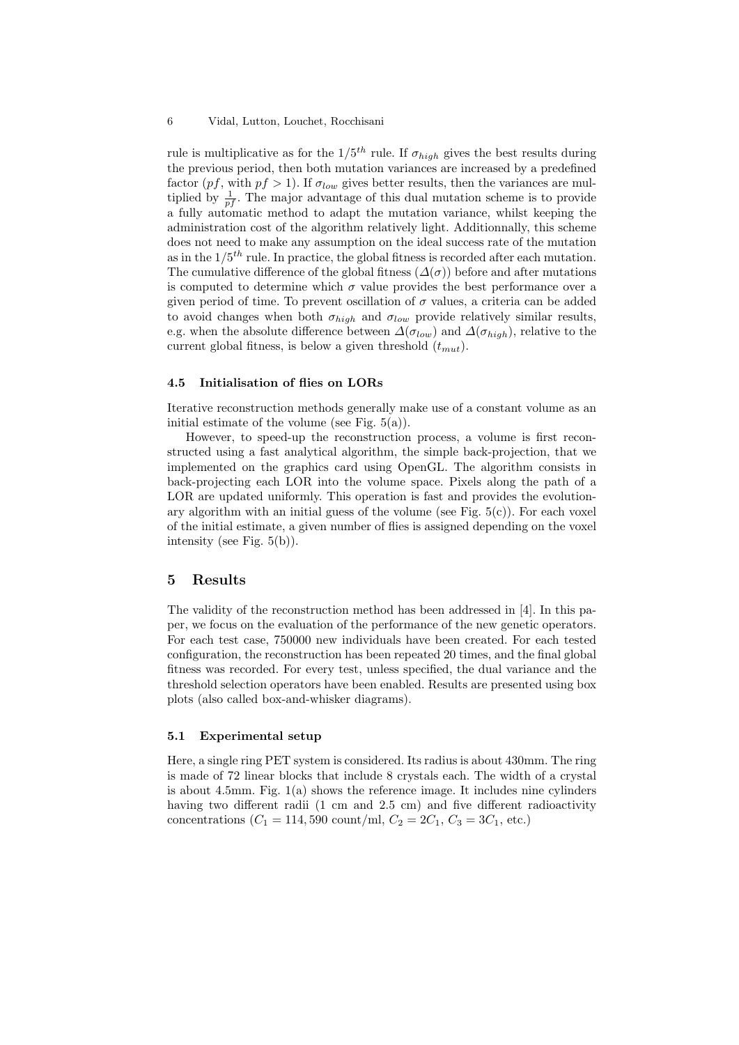rule is multiplicative as for the $1/5^{th}$ rule. If $\sigma_{high}$ gives the best results during the previous period, then both mutation variances are increased by a predefined factor ($pf$, with $pf > 1$). If $\sigma_{low}$ gives better results, then the variances are multiplied by $\frac{1}{pf}$. The major advantage of this dual mutation scheme is to provide a fully automatic method to adapt the mutation variance, whilst keeping the administration cost of the algorithm relatively light. Additionnally, this scheme does not need to make any assumption on the ideal success rate of the mutation as in the $1/5^{th}$ rule. In practice, the global fitness is recorded after each mutation. The cumulative difference of the global fitness ($\Delta(\sigma)$) before and after mutations is computed to determine which $\sigma$ value provides the best performance over a given period of time. To prevent oscillation of $\sigma$ values, a criteria can be added to avoid changes when both $\sigma_{high}$ and $\sigma_{low}$ provide relatively similar results, e.g. when the absolute difference between $\Delta(\sigma_{low})$ and $\Delta(\sigma_{high})$, relative to the current global fitness, is below a given threshold ($t_{mut}$).

### 4.5 Initialisation of flies on LORs

Iterative reconstruction methods generally make use of a constant volume as an initial estimate of the volume (see Fig. 5(a)).

However, to speed-up the reconstruction process, a volume is first reconstructed using a fast analytical algorithm, the simple back-projection, that we implemented on the graphics card using OpenGL. The algorithm consists in back-projecting each LOR into the volume space. Pixels along the path of a LOR are updated uniformly. This operation is fast and provides the evolutionary algorithm with an initial guess of the volume (see Fig. 5(c)). For each voxel of the initial estimate, a given number of flies is assigned depending on the voxel intensity (see Fig. 5(b)).

## 5 Results

The validity of the reconstruction method has been addressed in [4]. In this paper, we focus on the evaluation of the performance of the new genetic operators. For each test case, 750000 new individuals have been created. For each tested configuration, the reconstruction has been repeated 20 times, and the final global fitness was recorded. For every test, unless specified, the dual variance and the threshold selection operators have been enabled. Results are presented using box plots (also called box-and-whisker diagrams).

### 5.1 Experimental setup

Here, a single ring PET system is considered. Its radius is about 430mm. The ring is made of 72 linear blocks that include 8 crystals each. The width of a crystal is about 4.5mm. Fig. 1(a) shows the reference image. It includes nine cylinders having two different radii (1 cm and 2.5 cm) and five different radioactivity concentrations ($C_1 = 114,590$ count/ml, $C_2 = 2C_1$, $C_3 = 3C_1$, etc.)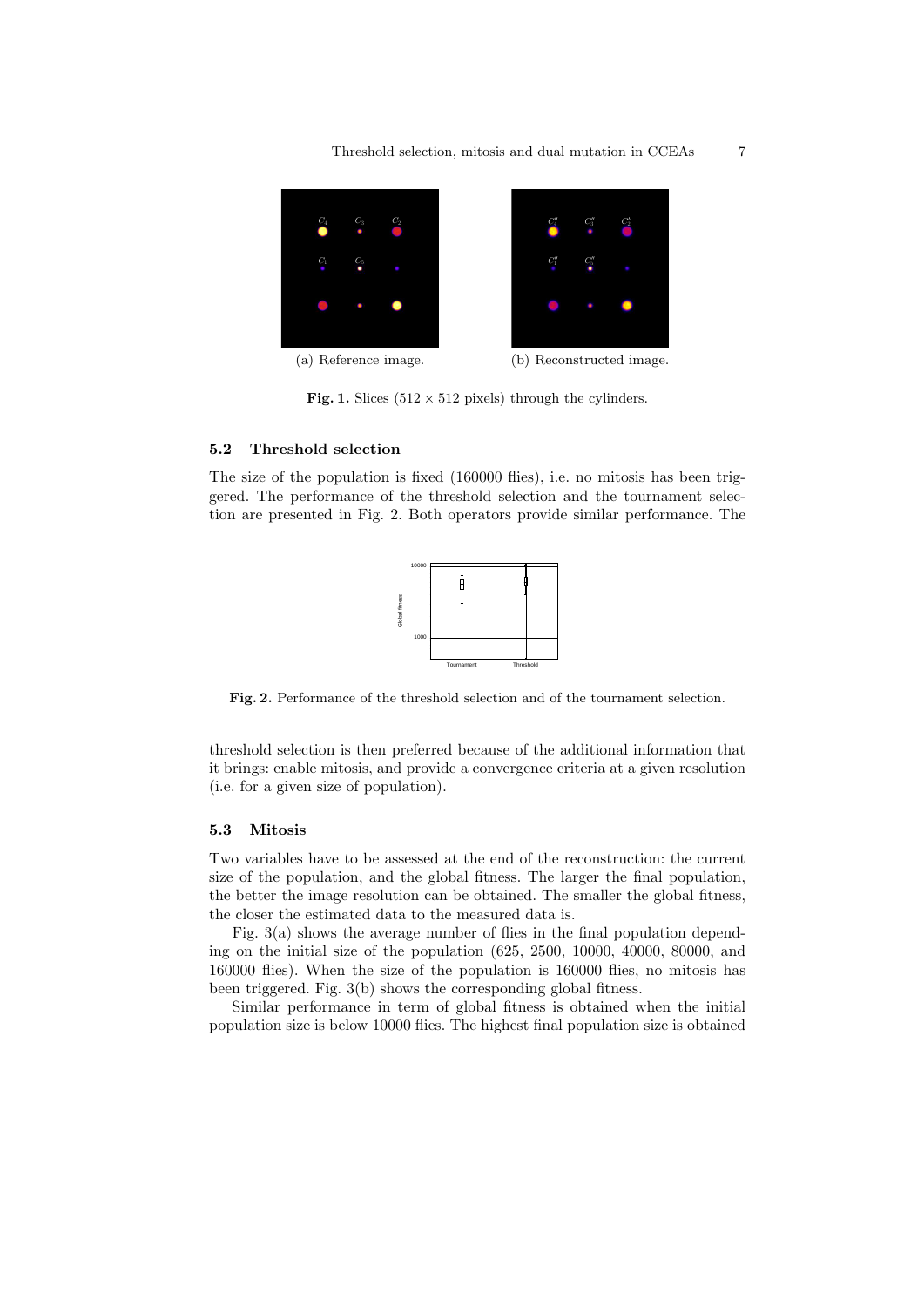(a) Reference image.

(b) Reconstructed image.

**Fig. 1.** Slices (512 × 512 pixels) through the cylinders.

### 5.2 Threshold selection

The size of the population is fixed (160000 flies), i.e. no mitosis has been triggered. The performance of the threshold selection and the tournament selection are presented in Fig. 2. Both operators provide similar performance. The

**Fig. 2.** Performance of the threshold selection and of the tournament selection.

threshold selection is then preferred because of the additional information that it brings: enable mitosis, and provide a convergence criteria at a given resolution (i.e. for a given size of population).

### 5.3 Mitosis

Two variables have to be assessed at the end of the reconstruction: the current size of the population, and the global fitness. The larger the final population, the better the image resolution can be obtained. The smaller the global fitness, the closer the estimated data to the measured data is.

Fig. 3(a) shows the average number of flies in the final population depending on the initial size of the population (625, 2500, 10000, 40000, 80000, and 160000 flies). When the size of the population is 160000 flies, no mitosis has been triggered. Fig. 3(b) shows the corresponding global fitness.

Similar performance in term of global fitness is obtained when the initial population size is below 10000 flies. The highest final population size is obtained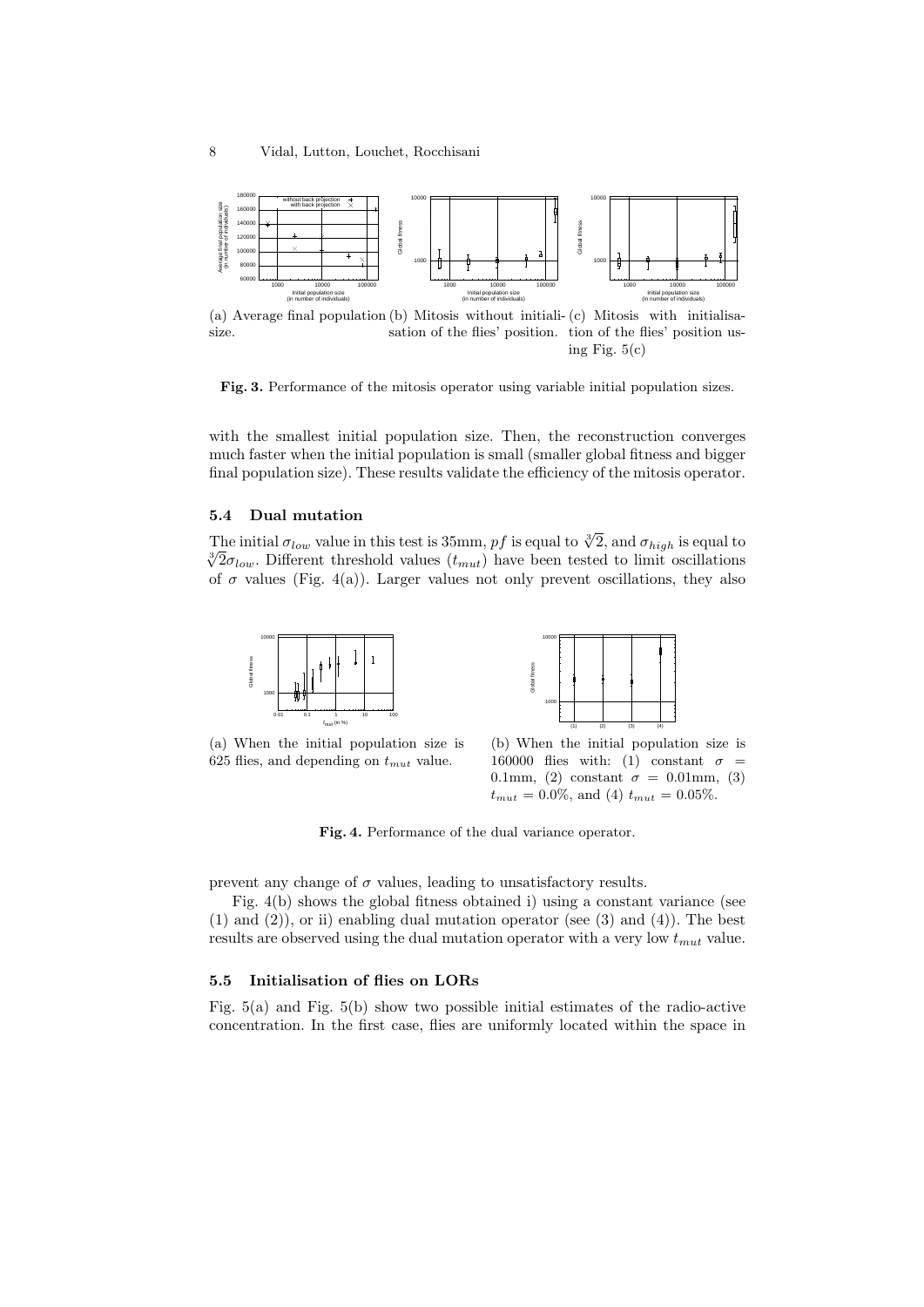(a) Average final population size.

(b) Mitosis without initialisation of the flies' position.

(c) Mitosis with initialisation of the flies' position using Fig. 5(c)

**Fig. 3.** Performance of the mitosis operator using variable initial population sizes.

with the smallest initial population size. Then, the reconstruction converges much faster when the initial population is small (smaller global fitness and bigger final population size). These results validate the efficiency of the mitosis operator.

### 5.4 Dual mutation

The initial $\sigma_{low}$ value in this test is 35mm, $pf$ is equal to $\sqrt[3]{2}$, and $\sigma_{high}$ is equal to $\sqrt[3]{2}\sigma_{low}$. Different threshold values ($t_{mut}$) have been tested to limit oscillations of $\sigma$ values (Fig. 4(a)). Larger values not only prevent oscillations, they also prevent any change of $\sigma$ values, leading to unsatisfactory results.

(a) When the initial population size is 625 flies, and depending on $t_{mut}$ value.

(b) When the initial population size is 160000 flies with: (1) constant $\sigma$ = 0.1mm, (2) constant $\sigma$ = 0.01mm, (3) $t_{mut}$ = 0.0%, and (4) $t_{mut}$ = 0.05%.

**Fig. 4.** Performance of the dual variance operator.

Fig. 4(b) shows the global fitness obtained i) using a constant variance (see (1) and (2)), or ii) enabling dual mutation operator (see (3) and (4)). The best results are observed using the dual mutation operator with a very low $t_{mut}$ value.

### 5.5 Initialisation of flies on LORs

Fig. 5(a) and Fig. 5(b) show two possible initial estimates of the radio-active concentration. In the first case, flies are uniformly located within the space in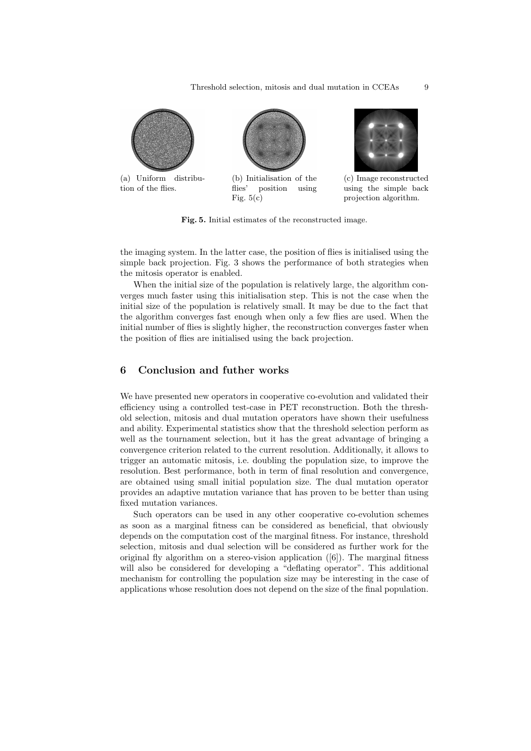(a) Uniform distribution of the flies.

(b) Initialisation of the flies' position using Fig. 5(c)

(c) Image reconstructed using the simple back projection algorithm.

**Fig. 5.** Initial estimates of the reconstructed image.

the imaging system. In the latter case, the position of flies is initialised using the simple back projection. Fig. 3 shows the performance of both strategies when the mitosis operator is enabled.

When the initial size of the population is relatively large, the algorithm converges much faster using this initialisation step. This is not the case when the initial size of the population is relatively small. It may be due to the fact that the algorithm converges fast enough when only a few flies are used. When the initial number of flies is slightly higher, the reconstruction converges faster when the position of flies are initialised using the back projection.

## 6 Conclusion and futher works

We have presented new operators in cooperative co-evolution and validated their efficiency using a controlled test-case in PET reconstruction. Both the threshold selection, mitosis and dual mutation operators have shown their usefulness and ability. Experimental statistics show that the threshold selection perform as well as the tournament selection, but it has the great advantage of bringing a convergence criterion related to the current resolution. Additionally, it allows to trigger an automatic mitosis, i.e. doubling the population size, to improve the resolution. Best performance, both in term of final resolution and convergence, are obtained using small initial population size. The dual mutation operator provides an adaptive mutation variance that has proven to be better than using fixed mutation variances.

Such operators can be used in any other cooperative co-evolution schemes as soon as a marginal fitness can be considered as beneficial, that obviously depends on the computation cost of the marginal fitness. For instance, threshold selection, mitosis and dual selection will be considered as further work for the original fly algorithm on a stereo-vision application ([6]). The marginal fitness will also be considered for developing a "deflating operator". This additional mechanism for controlling the population size may be interesting in the case of applications whose resolution does not depend on the size of the final population.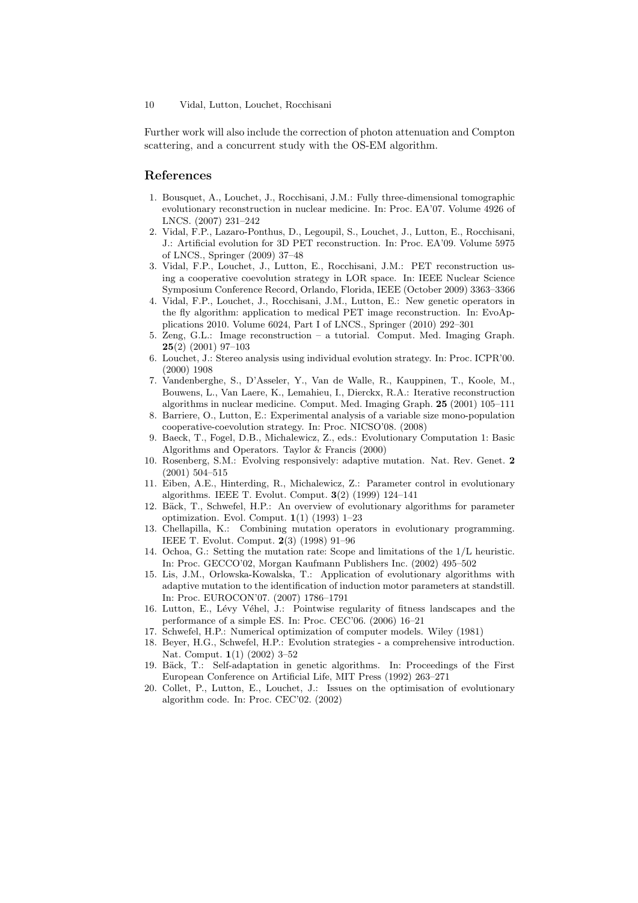Further work will also include the correction of photon attenuation and Compton scattering, and a concurrent study with the OS-EM algorithm.

## References

1. Bousquet, A., Louchet, J., Rocchisani, J.M.: Fully three-dimensional tomographic evolutionary reconstruction in nuclear medicine. In: Proc. EA'07. Volume 4926 of LNCS. (2007) 231–242
2. Vidal, F.P., Lazaro-Ponthus, D., Legoupil, S., Louchet, J., Lutton, E., Rocchisani, J.: Artificial evolution for 3D PET reconstruction. In: Proc. EA'09. Volume 5975 of LNCS., Springer (2009) 37–48
3. Vidal, F.P., Louchet, J., Lutton, E., Rocchisani, J.M.: PET reconstruction using a cooperative coevolution strategy in LOR space. In: IEEE Nuclear Science Symposium Conference Record, Orlando, Florida, IEEE (October 2009) 3363–3366
4. Vidal, F.P., Louchet, J., Rocchisani, J.M., Lutton, E.: New genetic operators in the fly algorithm: application to medical PET image reconstruction. In: EvoApplications 2010. Volume 6024, Part I of LNCS., Springer (2010) 292–301
5. Zeng, G.L.: Image reconstruction – a tutorial. Comput. Med. Imaging Graph. **25**(2) (2001) 97–103
6. Louchet, J.: Stereo analysis using individual evolution strategy. In: Proc. ICPR'00. (2000) 1908
7. Vandenberghe, S., D'Asseler, Y., Van de Walle, R., Kauppinen, T., Koole, M., Bouwens, L., Van Laere, K., Lemahieu, I., Dierckx, R.A.: Iterative reconstruction algorithms in nuclear medicine. Comput. Med. Imaging Graph. **25** (2001) 105–111
8. Barriere, O., Lutton, E.: Experimental analysis of a variable size mono-population cooperative-coevolution strategy. In: Proc. NICSO'08. (2008)
9. Baeck, T., Fogel, D.B., Michalewicz, Z., eds.: Evolutionary Computation 1: Basic Algorithms and Operators. Taylor & Francis (2000)
10. Rosenberg, S.M.: Evolving responsively: adaptive mutation. Nat. Rev. Genet. **2** (2001) 504–515
11. Eiben, A.E., Hinterding, R., Michalewicz, Z.: Parameter control in evolutionary algorithms. IEEE T. Evolut. Comput. **3**(2) (1999) 124–141
12. Bäck, T., Schwefel, H.P.: An overview of evolutionary algorithms for parameter optimization. Evol. Comput. **1**(1) (1993) 1–23
13. Chellapilla, K.: Combining mutation operators in evolutionary programming. IEEE T. Evolut. Comput. **2**(3) (1998) 91–96
14. Ochoa, G.: Setting the mutation rate: Scope and limitations of the 1/L heuristic. In: Proc. GECCO'02, Morgan Kaufmann Publishers Inc. (2002) 495–502
15. Lis, J.M., Orlowska-Kowalska, T.: Application of evolutionary algorithms with adaptive mutation to the identification of induction motor parameters at standstill. In: Proc. EUROCON'07. (2007) 1786–1791
16. Lutton, E., Lévy Véhel, J.: Pointwise regularity of fitness landscapes and the performance of a simple ES. In: Proc. CEC'06. (2006) 16–21
17. Schwefel, H.P.: Numerical optimization of computer models. Wiley (1981)
18. Beyer, H.G., Schwefel, H.P.: Evolution strategies - a comprehensive introduction. Nat. Comput. **1**(1) (2002) 3–52
19. Bäck, T.: Self-adaptation in genetic algorithms. In: Proceedings of the First European Conference on Artificial Life, MIT Press (1992) 263–271
20. Collet, P., Lutton, E., Louchet, J.: Issues on the optimisation of evolutionary algorithm code. In: Proc. CEC'02. (2002)